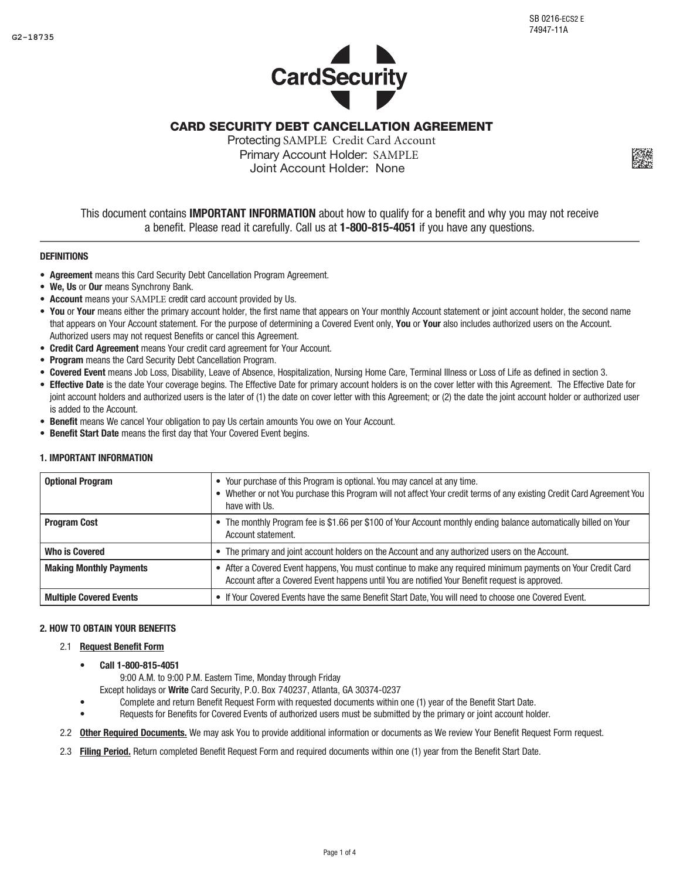G2-18735

SB 0216-ECS2 E
74947-11A

CardSecurity

# CARD SECURITY DEBT CANCELLATION AGREEMENT

Protecting SAMPLE Credit Card Account
Primary Account Holder: SAMPLE
Joint Account Holder: None

This document contains **IMPORTANT INFORMATION** about how to qualify for a benefit and why you may not receive a benefit. Please read it carefully. Call us at **1-800-815-4051** if you have any questions.

---

### DEFINITIONS

- **Agreement** means this Card Security Debt Cancellation Program Agreement.
- **We, Us** or **Our** means Synchrony Bank.
- **Account** means your SAMPLE credit card account provided by Us.
- **You** or **Your** means either the primary account holder, the first name that appears on Your monthly Account statement or joint account holder, the second name that appears on Your Account statement. For the purpose of determining a Covered Event only, **You** or **Your** also includes authorized users on the Account. Authorized users may not request Benefits or cancel this Agreement.
- **Credit Card Agreement** means Your credit card agreement for Your Account.
- **Program** means the Card Security Debt Cancellation Program.
- **Covered Event** means Job Loss, Disability, Leave of Absence, Hospitalization, Nursing Home Care, Terminal Illness or Loss of Life as defined in section 3.
- **Effective Date** is the date Your coverage begins. The Effective Date for primary account holders is on the cover letter with this Agreement. The Effective Date for joint account holders and authorized users is the later of (1) the date on cover letter with this Agreement; or (2) the date the joint account holder or authorized user is added to the Account.
- **Benefit** means We cancel Your obligation to pay Us certain amounts You owe on Your Account.
- **Benefit Start Date** means the first day that Your Covered Event begins.

### 1. IMPORTANT INFORMATION

| | |
|---|---|
| **Optional Program** | • Your purchase of this Program is optional. You may cancel at any time.<br>• Whether or not You purchase this Program will not affect Your credit terms of any existing Credit Card Agreement You have with Us. |
| **Program Cost** | • The monthly Program fee is $1.66 per $100 of Your Account monthly ending balance automatically billed on Your Account statement. |
| **Who is Covered** | • The primary and joint account holders on the Account and any authorized users on the Account. |
| **Making Monthly Payments** | • After a Covered Event happens, You must continue to make any required minimum payments on Your Credit Card Account after a Covered Event happens until You are notified Your Benefit request is approved. |
| **Multiple Covered Events** | • If Your Covered Events have the same Benefit Start Date, You will need to choose one Covered Event. |

### 2. HOW TO OBTAIN YOUR BENEFITS

2.1 **Request Benefit Form**

- **Call 1-800-815-4051**
  9:00 A.M. to 9:00 P.M. Eastern Time, Monday through Friday
  Except holidays or **Write** Card Security, P.O. Box 740237, Atlanta, GA 30374-0237
- Complete and return Benefit Request Form with requested documents within one (1) year of the Benefit Start Date.
- Requests for Benefits for Covered Events of authorized users must be submitted by the primary or joint account holder.

2.2 **Other Required Documents.** We may ask You to provide additional information or documents as We review Your Benefit Request Form request.

2.3 **Filing Period.** Return completed Benefit Request Form and required documents within one (1) year from the Benefit Start Date.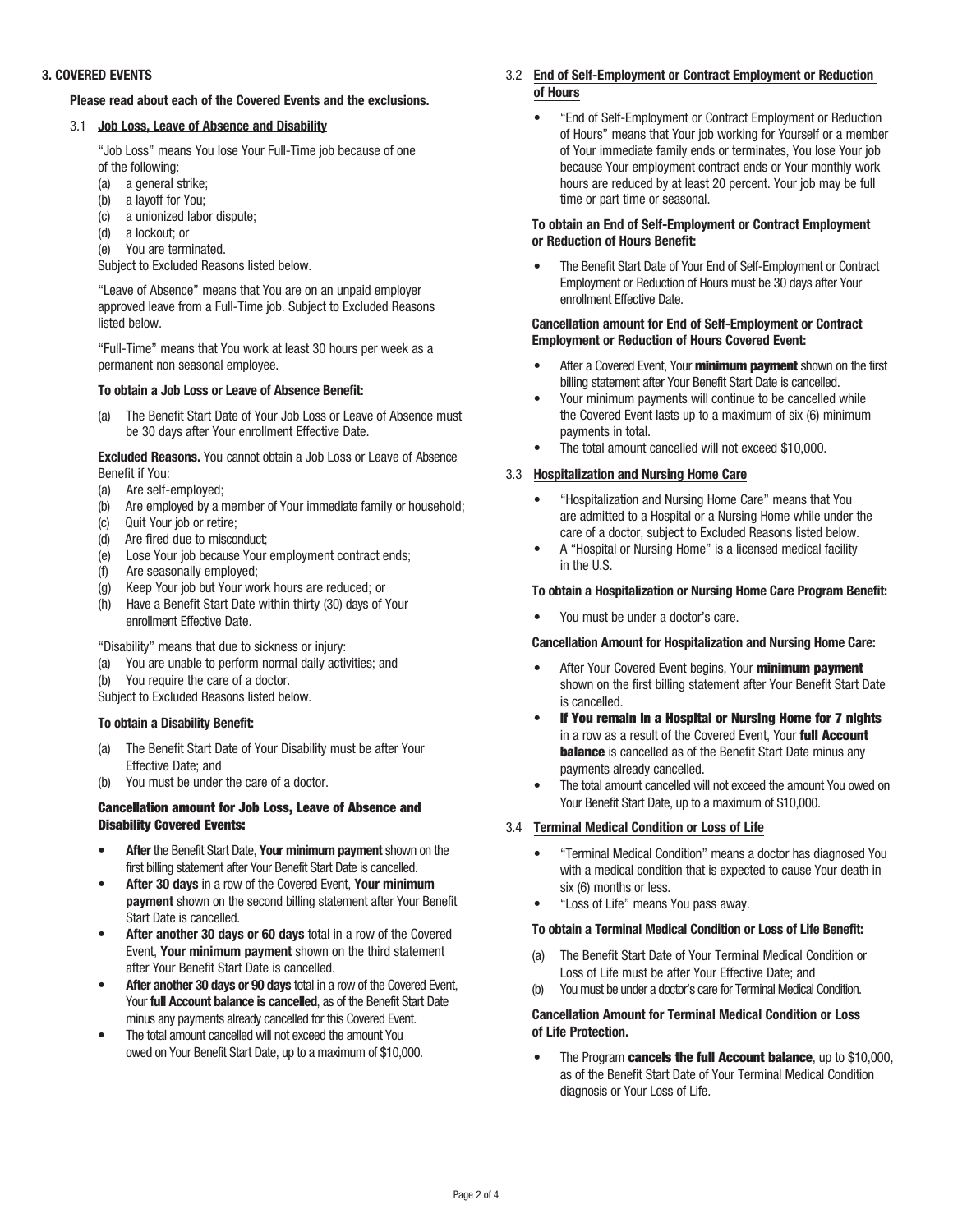## 3. COVERED EVENTS

**Please read about each of the Covered Events and the exclusions.**

### 3.1 Job Loss, Leave of Absence and Disability

"Job Loss" means You lose Your Full-Time job because of one of the following:

(a) a general strike;
(b) a layoff for You;
(c) a unionized labor dispute;
(d) a lockout; or
(e) You are terminated.

Subject to Excluded Reasons listed below.

"Leave of Absence" means that You are on an unpaid employer approved leave from a Full-Time job. Subject to Excluded Reasons listed below.

"Full-Time" means that You work at least 30 hours per week as a permanent non seasonal employee.

**To obtain a Job Loss or Leave of Absence Benefit:**

(a) The Benefit Start Date of Your Job Loss or Leave of Absence must be 30 days after Your enrollment Effective Date.

**Excluded Reasons.** You cannot obtain a Job Loss or Leave of Absence Benefit if You:

(a) Are self-employed;
(b) Are employed by a member of Your immediate family or household;
(c) Quit Your job or retire;
(d) Are fired due to misconduct;
(e) Lose Your job because Your employment contract ends;
(f) Are seasonally employed;
(g) Keep Your job but Your work hours are reduced; or
(h) Have a Benefit Start Date within thirty (30) days of Your enrollment Effective Date.

"Disability" means that due to sickness or injury:

(a) You are unable to perform normal daily activities; and
(b) You require the care of a doctor.

Subject to Excluded Reasons listed below.

**To obtain a Disability Benefit:**

(a) The Benefit Start Date of Your Disability must be after Your Effective Date; and
(b) You must be under the care of a doctor.

**Cancellation amount for Job Loss, Leave of Absence and Disability Covered Events:**

- **After** the Benefit Start Date, **Your minimum payment** shown on the first billing statement after Your Benefit Start Date is cancelled.
- **After 30 days** in a row of the Covered Event, **Your minimum payment** shown on the second billing statement after Your Benefit Start Date is cancelled.
- **After another 30 days or 60 days** total in a row of the Covered Event, **Your minimum payment** shown on the third statement after Your Benefit Start Date is cancelled.
- **After another 30 days or 90 days** total in a row of the Covered Event, Your **full Account balance is cancelled**, as of the Benefit Start Date minus any payments already cancelled for this Covered Event.
- The total amount cancelled will not exceed the amount You owed on Your Benefit Start Date, up to a maximum of $10,000.

### 3.2 End of Self-Employment or Contract Employment or Reduction of Hours

- "End of Self-Employment or Contract Employment or Reduction of Hours" means that Your job working for Yourself or a member of Your immediate family ends or terminates, You lose Your job because Your employment contract ends or Your monthly work hours are reduced by at least 20 percent. Your job may be full time or part time or seasonal.

**To obtain an End of Self-Employment or Contract Employment or Reduction of Hours Benefit:**

- The Benefit Start Date of Your End of Self-Employment or Contract Employment or Reduction of Hours must be 30 days after Your enrollment Effective Date.

**Cancellation amount for End of Self-Employment or Contract Employment or Reduction of Hours Covered Event:**

- After a Covered Event, Your **minimum payment** shown on the first billing statement after Your Benefit Start Date is cancelled.
- Your minimum payments will continue to be cancelled while the Covered Event lasts up to a maximum of six (6) minimum payments in total.
- The total amount cancelled will not exceed $10,000.

### 3.3 Hospitalization and Nursing Home Care

- "Hospitalization and Nursing Home Care" means that You are admitted to a Hospital or a Nursing Home while under the care of a doctor, subject to Excluded Reasons listed below.
- A "Hospital or Nursing Home" is a licensed medical facility in the U.S.

**To obtain a Hospitalization or Nursing Home Care Program Benefit:**

- You must be under a doctor's care.

**Cancellation Amount for Hospitalization and Nursing Home Care:**

- After Your Covered Event begins, Your **minimum payment** shown on the first billing statement after Your Benefit Start Date is cancelled.
- **If You remain in a Hospital or Nursing Home for 7 nights** in a row as a result of the Covered Event, Your **full Account balance** is cancelled as of the Benefit Start Date minus any payments already cancelled.
- The total amount cancelled will not exceed the amount You owed on Your Benefit Start Date, up to a maximum of $10,000.

### 3.4 Terminal Medical Condition or Loss of Life

- "Terminal Medical Condition" means a doctor has diagnosed You with a medical condition that is expected to cause Your death in six (6) months or less.
- "Loss of Life" means You pass away.

**To obtain a Terminal Medical Condition or Loss of Life Benefit:**

(a) The Benefit Start Date of Your Terminal Medical Condition or Loss of Life must be after Your Effective Date; and
(b) You must be under a doctor's care for Terminal Medical Condition.

**Cancellation Amount for Terminal Medical Condition or Loss of Life Protection.**

- The Program **cancels the full Account balance**, up to $10,000, as of the Benefit Start Date of Your Terminal Medical Condition diagnosis or Your Loss of Life.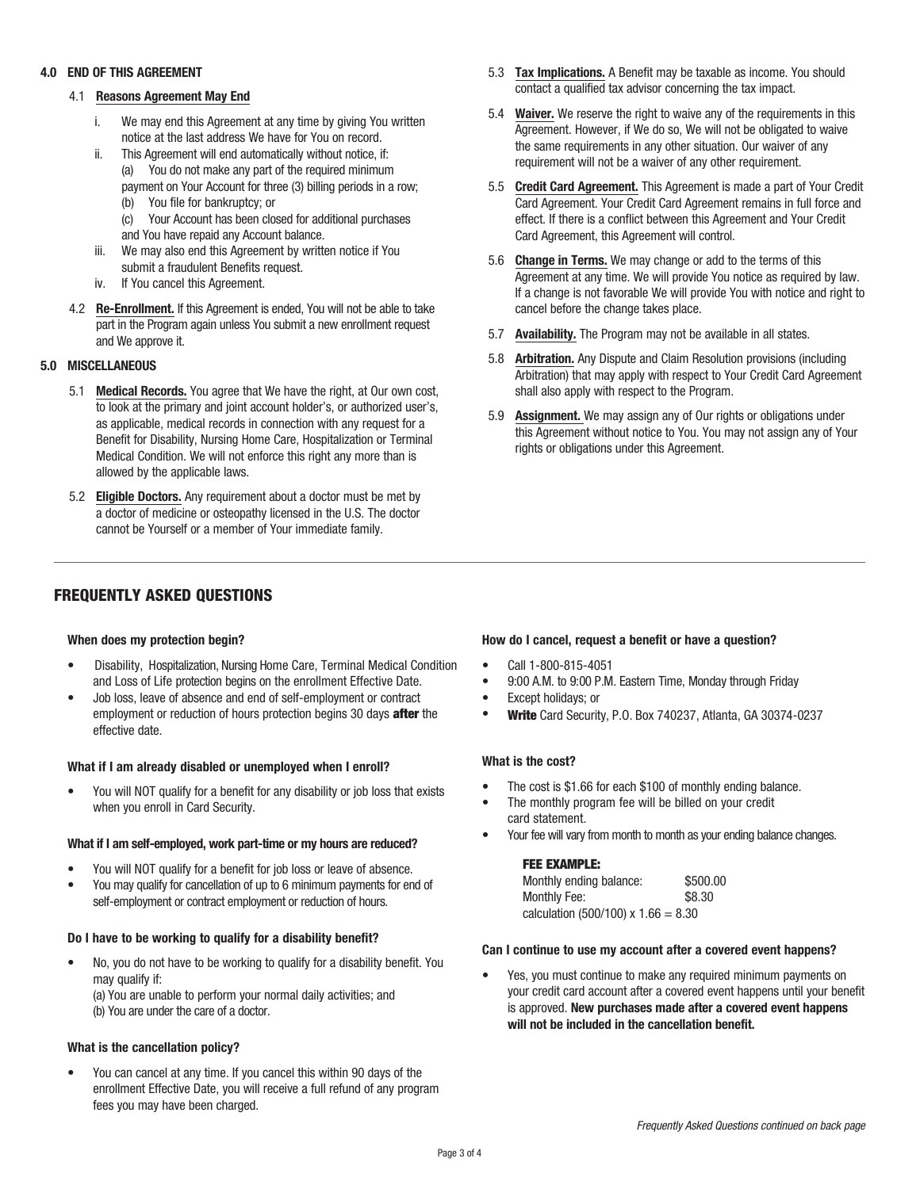## 4.0 END OF THIS AGREEMENT

### 4.1 Reasons Agreement May End

i. We may end this Agreement at any time by giving You written notice at the last address We have for You on record.

ii. This Agreement will end automatically without notice, if:
   (a) You do not make any part of the required minimum payment on Your Account for three (3) billing periods in a row;
   (b) You file for bankruptcy; or
   (c) Your Account has been closed for additional purchases and You have repaid any Account balance.

iii. We may also end this Agreement by written notice if You submit a fraudulent Benefits request.

iv. If You cancel this Agreement.

4.2 **Re-Enrollment.** If this Agreement is ended, You will not be able to take part in the Program again unless You submit a new enrollment request and We approve it.

## 5.0 MISCELLANEOUS

5.1 **Medical Records.** You agree that We have the right, at Our own cost, to look at the primary and joint account holder's, or authorized user's, as applicable, medical records in connection with any request for a Benefit for Disability, Nursing Home Care, Hospitalization or Terminal Medical Condition. We will not enforce this right any more than is allowed by the applicable laws.

5.2 **Eligible Doctors.** Any requirement about a doctor must be met by a doctor of medicine or osteopathy licensed in the U.S. The doctor cannot be Yourself or a member of Your immediate family.

5.3 **Tax Implications.** A Benefit may be taxable as income. You should contact a qualified tax advisor concerning the tax impact.

5.4 **Waiver.** We reserve the right to waive any of the requirements in this Agreement. However, if We do so, We will not be obligated to waive the same requirements in any other situation. Our waiver of any requirement will not be a waiver of any other requirement.

5.5 **Credit Card Agreement.** This Agreement is made a part of Your Credit Card Agreement. Your Credit Card Agreement remains in full force and effect. If there is a conflict between this Agreement and Your Credit Card Agreement, this Agreement will control.

5.6 **Change in Terms.** We may change or add to the terms of this Agreement at any time. We will provide You notice as required by law. If a change is not favorable We will provide You with notice and right to cancel before the change takes place.

5.7 **Availability.** The Program may not be available in all states.

5.8 **Arbitration.** Any Dispute and Claim Resolution provisions (including Arbitration) that may apply with respect to Your Credit Card Agreement shall also apply with respect to the Program.

5.9 **Assignment.** We may assign any of Our rights or obligations under this Agreement without notice to You. You may not assign any of Your rights or obligations under this Agreement.

---

## FREQUENTLY ASKED QUESTIONS

**When does my protection begin?**

- Disability, Hospitalization, Nursing Home Care, Terminal Medical Condition and Loss of Life protection begins on the enrollment Effective Date.
- Job loss, leave of absence and end of self-employment or contract employment or reduction of hours protection begins 30 days **after** the effective date.

**What if I am already disabled or unemployed when I enroll?**

- You will NOT qualify for a benefit for any disability or job loss that exists when you enroll in Card Security.

**What if I am self-employed, work part-time or my hours are reduced?**

- You will NOT qualify for a benefit for job loss or leave of absence.
- You may qualify for cancellation of up to 6 minimum payments for end of self-employment or contract employment or reduction of hours.

**Do I have to be working to qualify for a disability benefit?**

- No, you do not have to be working to qualify for a disability benefit. You may qualify if:
  (a) You are unable to perform your normal daily activities; and
  (b) You are under the care of a doctor.

**What is the cancellation policy?**

- You can cancel at any time. If you cancel this within 90 days of the enrollment Effective Date, you will receive a full refund of any program fees you may have been charged.

**How do I cancel, request a benefit or have a question?**

- Call 1-800-815-4051
- 9:00 A.M. to 9:00 P.M. Eastern Time, Monday through Friday
- Except holidays; or
- **Write** Card Security, P.O. Box 740237, Atlanta, GA 30374-0237

**What is the cost?**

- The cost is $1.66 for each $100 of monthly ending balance.
- The monthly program fee will be billed on your credit card statement.
- Your fee will vary from month to month as your ending balance changes.

**FEE EXAMPLE:**

| | |
|---|---|
| Monthly ending balance: | $500.00 |
| Monthly Fee: | $8.30 |

calculation (500/100) x 1.66 = 8.30

**Can I continue to use my account after a covered event happens?**

- Yes, you must continue to make any required minimum payments on your credit card account after a covered event happens until your benefit is approved. **New purchases made after a covered event happens will not be included in the cancellation benefit.**

*Frequently Asked Questions continued on back page*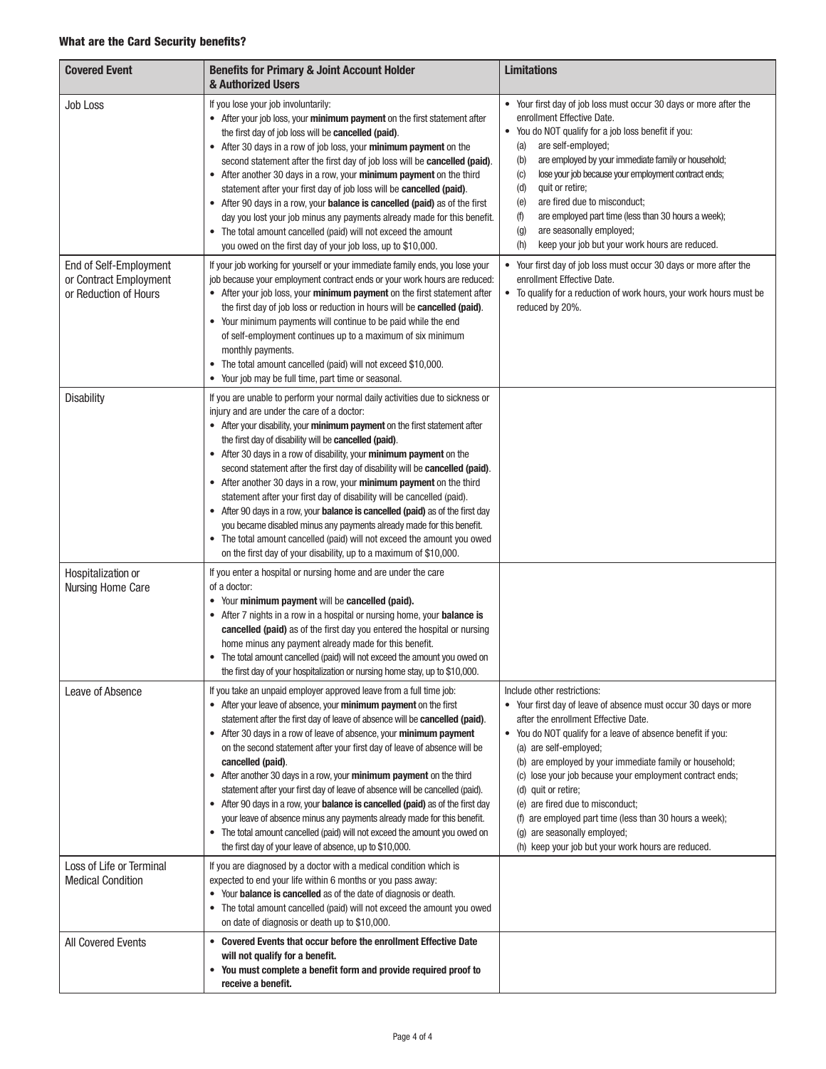**What are the Card Security benefits?**

| Covered Event | Benefits for Primary & Joint Account Holder & Authorized Users | Limitations |
|---|---|---|
| Job Loss | If you lose your job involuntarily:<br>• After your job loss, your **minimum payment** on the first statement after the first day of job loss will be **cancelled (paid)**.<br>• After 30 days in a row, your **minimum payment** on the second statement after the first day of job loss will be **cancelled (paid)**.<br>• After another 30 days in a row, your **minimum payment** on the third statement after your first day of job loss will be **cancelled (paid)**.<br>• After 90 days in a row, your **balance is cancelled (paid)** as of the first day you lost your job minus any payments already made for this benefit.<br>• The total amount cancelled (paid) will not exceed the amount you owed on the first day of your job loss, up to $10,000. | • Your first day of job loss must occur 30 days or more after the enrollment Effective Date.<br>• You do NOT qualify for a job loss benefit if you:<br>(a) are self-employed;<br>(b) are employed by your immediate family or household;<br>(c) lose your job because your employment contract ends;<br>(d) quit or retire;<br>(e) are fired due to misconduct;<br>(f) are employed part time (less than 30 hours a week);<br>(g) are seasonally employed;<br>(h) keep your job but your work hours are reduced. |
| End of Self-Employment or Contract Employment or Reduction of Hours | If your job working for yourself or your immediate family ends, you lose your job because your employment contract ends or your work hours are reduced:<br>• After your job loss, your **minimum payment** on the first statement after the first day of job loss or reduction in hours will be **cancelled (paid)**.<br>• Your minimum payments will continue to be paid while the end of self-employment continues up to a maximum of six minimum monthly payments.<br>• The total amount cancelled (paid) will not exceed $10,000.<br>• Your job may be full time, part time or seasonal. | • Your first day of job loss must occur 30 days or more after the enrollment Effective Date.<br>• To qualify for a reduction of work hours, your work hours must be reduced by 20%. |
| Disability | If you are unable to perform your normal daily activities due to sickness or injury and are under the care of a doctor:<br>• After your disability, your **minimum payment** on the first statement after the first day of disability will be **cancelled (paid)**.<br>• After 30 days in a row of disability, your **minimum payment** on the second statement after the first day of disability will be **cancelled (paid)**.<br>• After another 30 days in a row, your **minimum payment** on the third statement after your first day of disability will be cancelled (paid).<br>• After 90 days in a row, your **balance is cancelled (paid)** as of the first day you became disabled minus any payments already made for this benefit.<br>• The total amount cancelled (paid) will not exceed the amount you owed on the first day of your disability, up to a maximum of $10,000. | |
| Hospitalization or Nursing Home Care | If you enter a hospital or nursing home and are under the care of a doctor:<br>• Your **minimum payment** will be **cancelled (paid).**<br>• After 7 nights in a row in a hospital or nursing home, your **balance is cancelled (paid)** as of the first day you entered the hospital or nursing home minus any payment already made for this benefit.<br>• The total amount cancelled (paid) will not exceed the amount you owed on the first day of your hospitalization or nursing home stay, up to $10,000. | |
| Leave of Absence | If you take an unpaid employer approved leave from a full time job:<br>• After your leave of absence, your **minimum payment** on the first statement after the first day of leave of absence will be **cancelled (paid)**.<br>• After 30 days in a row of leave of absence, your **minimum payment** on the second statement after your first day of leave of absence will be **cancelled (paid)**.<br>• After another 30 days in a row, your **minimum payment** on the third statement after your first day of leave of absence will be cancelled (paid).<br>• After 90 days in a row, your **balance is cancelled (paid)** as of the first day your leave of absence minus any payments already made for this benefit.<br>• The total amount cancelled (paid) will not exceed the amount you owed on the first day of your leave of absence, up to $10,000. | Include other restrictions:<br>• Your first day of leave of absence must occur 30 days or more after the enrollment Effective Date.<br>• You do NOT qualify for a leave of absence benefit if you:<br>(a) are self-employed;<br>(b) are employed by your immediate family or household;<br>(c) lose your job because your employment contract ends;<br>(d) quit or retire;<br>(e) are fired due to misconduct;<br>(f) are employed part time (less than 30 hours a week);<br>(g) are seasonally employed;<br>(h) keep your job but your work hours are reduced. |
| Loss of Life or Terminal Medical Condition | If you are diagnosed by a doctor with a medical condition which is expected to end your life within 6 months or you pass away:<br>• Your **balance is cancelled** as of the date of diagnosis or death.<br>• The total amount cancelled (paid) will not exceed the amount you owed on date of diagnosis or death up to $10,000. | |
| All Covered Events | • **Covered Events that occur before the enrollment Effective Date will not qualify for a benefit.**<br>• **You must complete a benefit form and provide required proof to receive a benefit.** | |